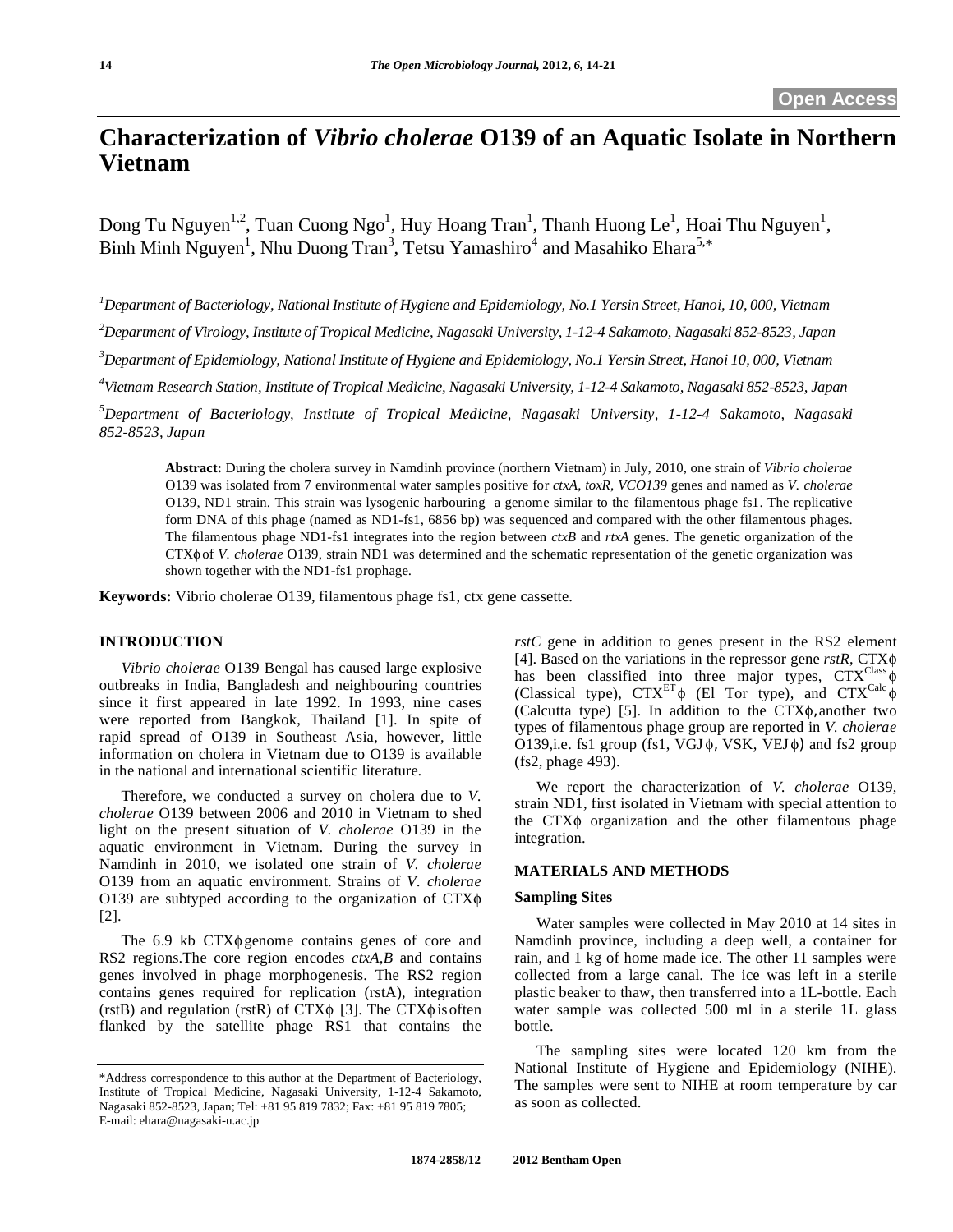# Characterization of *Vibrio cholerae* O139 of an Aquatic Isolate in Northern Vietnam

Dong Tu Nguyen[1,2], Tuan Cuong Ngo[1], Huy Hoang Tran[1], Thanh Huong Le[1], Hoai Thu Nguyen[1], Binh Minh Nguyen[1], Nhu Duong Tran[3], Tetsu Yamashiro[4] and Masahiko Ehara[5,*]

[1]*Department of Bacteriology, National Institute of Hygiene and Epidemiology, No.1 Yersin Street, Hanoi, 10, 000, Vietnam*

[2]*Department of Virology, Institute of Tropical Medicine, Nagasaki University, 1-12-4 Sakamoto, Nagasaki 852-8523, Japan*

[3]*Department of Epidemiology, National Institute of Hygiene and Epidemiology, No.1 Yersin Street, Hanoi 10, 000, Vietnam*

[4]*Vietnam Research Station, Institute of Tropical Medicine, Nagasaki University, 1-12-4 Sakamoto, Nagasaki 852-8523, Japan*

[5]*Department of Bacteriology, Institute of Tropical Medicine, Nagasaki University, 1-12-4 Sakamoto, Nagasaki 852-8523, Japan*

**Abstract:** During the cholera survey in Namdinh province (northern Vietnam) in July, 2010, one strain of *Vibrio cholerae* O139 was isolated from 7 environmental water samples positive for *ctxA, toxR, VCO139* genes and named as *V. cholerae* O139, ND1 strain. This strain was lysogenic harbouring a genome similar to the filamentous phage fs1. The replicative form DNA of this phage (named as ND1-fs1, 6856 bp) was sequenced and compared with the other filamentous phages. The filamentous phage ND1-fs1 integrates into the region between *ctxB* and *rtxA* genes. The genetic organization of the CTXϕ of *V. cholerae* O139, strain ND1 was determined and the schematic representation of the genetic organization was shown together with the ND1-fs1 prophage.

**Keywords:** Vibrio cholerae O139, filamentous phage fs1, ctx gene cassette.

## INTRODUCTION

*Vibrio cholerae* O139 Bengal has caused large explosive outbreaks in India, Bangladesh and neighbouring countries since it first appeared in late 1992. In 1993, nine cases were reported from Bangkok, Thailand [1]. In spite of rapid spread of O139 in Southeast Asia, however, little information on cholera in Vietnam due to O139 is available in the national and international scientific literature.

Therefore, we conducted a survey on cholera due to *V. cholerae* O139 between 2006 and 2010 in Vietnam to shed light on the present situation of *V. cholerae* O139 in the aquatic environment in Vietnam. During the survey in Namdinh in 2010, we isolated one strain of *V. cholerae* O139 from an aquatic environment. Strains of *V. cholerae* O139 are subtyped according to the organization of CTXϕ [2].

The 6.9 kb CTXϕ genome contains genes of core and RS2 regions.The core region encodes *ctxA,B* and contains genes involved in phage morphogenesis. The RS2 region contains genes required for replication (rstA), integration (rstB) and regulation (rstR) of CTXϕ [3]. The CTXϕ is often flanked by the satellite phage RS1 that contains the *rstC* gene in addition to genes present in the RS2 element [4]. Based on the variations in the repressor gene *rstR*, CTXϕ has been classified into three major types, $CTX^{Class}ϕ$ (Classical type), $CTX^{ET}ϕ$ (El Tor type), and $CTX^{Calc}ϕ$ (Calcutta type) [5]. In addition to the CTXϕ, another two types of filamentous phage group are reported in *V. cholerae* O139,i.e. fs1 group (fs1, VGJϕ, VSK, VEJϕ) and fs2 group (fs2, phage 493).

We report the characterization of *V. cholerae* O139, strain ND1, first isolated in Vietnam with special attention to the CTXϕ organization and the other filamentous phage integration.

## MATERIALS AND METHODS

### Sampling Sites

Water samples were collected in May 2010 at 14 sites in Namdinh province, including a deep well, a container for rain, and 1 kg of home made ice. The other 11 samples were collected from a large canal. The ice was left in a sterile plastic beaker to thaw, then transferred into a 1L-bottle. Each water sample was collected 500 ml in a sterile 1L glass bottle.

The sampling sites were located 120 km from the National Institute of Hygiene and Epidemiology (NIHE). The samples were sent to NIHE at room temperature by car as soon as collected.

---

*Address correspondence to this author at the Department of Bacteriology, Institute of Tropical Medicine, Nagasaki University, 1-12-4 Sakamoto, Nagasaki 852-8523, Japan; Tel: +81 95 819 7832; Fax: +81 95 819 7805; E-mail: ehara@nagasaki-u.ac.jp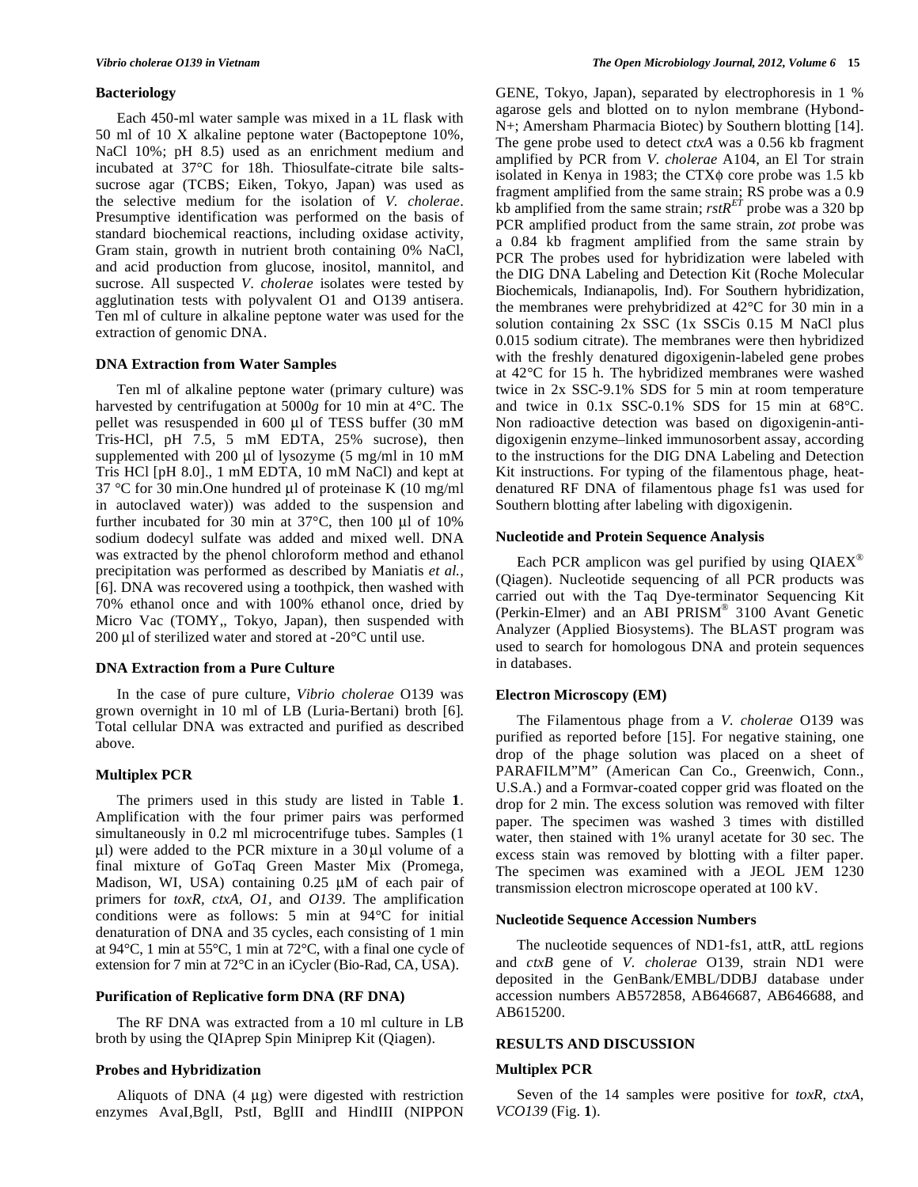### Bacteriology

Each 450-ml water sample was mixed in a 1L flask with 50 ml of 10 X alkaline peptone water (Bactopeptone 10%, NaCl 10%; pH 8.5) used as an enrichment medium and incubated at 37°C for 18h. Thiosulfate-citrate bile salts-sucrose agar (TCBS; Eiken, Tokyo, Japan) was used as the selective medium for the isolation of *V. cholerae*. Presumptive identification was performed on the basis of standard biochemical reactions, including oxidase activity, Gram stain, growth in nutrient broth containing 0% NaCl, and acid production from glucose, inositol, mannitol, and sucrose. All suspected *V. cholerae* isolates were tested by agglutination tests with polyvalent O1 and O139 antisera. Ten ml of culture in alkaline peptone water was used for the extraction of genomic DNA.

### DNA Extraction from Water Samples

Ten ml of alkaline peptone water (primary culture) was harvested by centrifugation at 5000*g* for 10 min at 4°C. The pellet was resuspended in 600 µl of TESS buffer (30 mM Tris-HCl, pH 7.5, 5 mM EDTA, 25% sucrose), then supplemented with 200 µl of lysozyme (5 mg/ml in 10 mM Tris HCl [pH 8.0]., 1 mM EDTA, 10 mM NaCl) and kept at 37 °C for 30 min.One hundred µl of proteinase K (10 mg/ml in autoclaved water)) was added to the suspension and further incubated for 30 min at 37°C, then 100 µl of 10% sodium dodecyl sulfate was added and mixed well. DNA was extracted by the phenol chloroform method and ethanol precipitation was performed as described by Maniatis *et al.,* [6]. DNA was recovered using a toothpick, then washed with 70% ethanol once and with 100% ethanol once, dried by Micro Vac (TOMY,, Tokyo, Japan), then suspended with 200 µl of sterilized water and stored at -20°C until use.

### DNA Extraction from a Pure Culture

In the case of pure culture, *Vibrio cholerae* O139 was grown overnight in 10 ml of LB (Luria-Bertani) broth [6]. Total cellular DNA was extracted and purified as described above.

### Multiplex PCR

The primers used in this study are listed in Table **1**. Amplification with the four primer pairs was performed simultaneously in 0.2 ml microcentrifuge tubes. Samples (1 µl) were added to the PCR mixture in a 30 µl volume of a final mixture of GoTaq Green Master Mix (Promega, Madison, WI, USA) containing 0.25 µM of each pair of primers for *toxR, ctxA, O1,* and *O139*. The amplification conditions were as follows: 5 min at 94°C for initial denaturation of DNA and 35 cycles, each consisting of 1 min at 94°C, 1 min at 55°C, 1 min at 72°C, with a final one cycle of extension for 7 min at 72°C in an iCycler (Bio-Rad, CA, USA).

### Purification of Replicative form DNA (RF DNA)

The RF DNA was extracted from a 10 ml culture in LB broth by using the QIAprep Spin Miniprep Kit (Qiagen).

### Probes and Hybridization

Aliquots of DNA (4 µg) were digested with restriction enzymes AvaI,BglI, PstI, BglII and HindIII (NIPPON GENE, Tokyo, Japan), separated by electrophoresis in 1 % agarose gels and blotted on to nylon membrane (Hybond-N+; Amersham Pharmacia Biotec) by Southern blotting [14]. The gene probe used to detect *ctxA* was a 0.56 kb fragment amplified by PCR from *V. cholerae* A104, an El Tor strain isolated in Kenya in 1983; the CTXϕ core probe was 1.5 kb fragment amplified from the same strain; RS probe was a 0.9 kb amplified from the same strain; *rstR*$^{ET}$ probe was a 320 bp PCR amplified product from the same strain, *zot* probe was a 0.84 kb fragment amplified from the same strain by PCR The probes used for hybridization were labeled with the DIG DNA Labeling and Detection Kit (Roche Molecular Biochemicals, Indianapolis, Ind). For Southern hybridization, the membranes were prehybridized at 42°C for 30 min in a solution containing 2x SSC (1x SSCis 0.15 M NaCl plus 0.015 sodium citrate). The membranes were then hybridized with the freshly denatured digoxigenin-labeled gene probes at 42°C for 15 h. The hybridized membranes were washed twice in 2x SSC-9.1% SDS for 5 min at room temperature and twice in 0.1x SSC-0.1% SDS for 15 min at 68°C. Non radioactive detection was based on digoxigenin-anti-digoxigenin enzyme–linked immunosorbent assay, according to the instructions for the DIG DNA Labeling and Detection Kit instructions. For typing of the filamentous phage, heat-denatured RF DNA of filamentous phage fs1 was used for Southern blotting after labeling with digoxigenin.

### Nucleotide and Protein Sequence Analysis

Each PCR amplicon was gel purified by using QIAEX® (Qiagen). Nucleotide sequencing of all PCR products was carried out with the Taq Dye-terminator Sequencing Kit (Perkin-Elmer) and an ABI PRISM® 3100 Avant Genetic Analyzer (Applied Biosystems). The BLAST program was used to search for homologous DNA and protein sequences in databases.

### Electron Microscopy (EM)

The Filamentous phage from a *V. cholerae* O139 was purified as reported before [15]. For negative staining, one drop of the phage solution was placed on a sheet of PARAFILM"M" (American Can Co., Greenwich, Conn., U.S.A.) and a Formvar-coated copper grid was floated on the drop for 2 min. The excess solution was removed with filter paper. The specimen was washed 3 times with distilled water, then stained with 1% uranyl acetate for 30 sec. The excess stain was removed by blotting with a filter paper. The specimen was examined with a JEOL JEM 1230 transmission electron microscope operated at 100 kV.

### Nucleotide Sequence Accession Numbers

The nucleotide sequences of ND1-fs1, attR, attL regions and *ctxB* gene of *V. cholerae* O139, strain ND1 were deposited in the GenBank/EMBL/DDBJ database under accession numbers AB572858, AB646687, AB646688, and AB615200.

## RESULTS AND DISCUSSION

### Multiplex PCR

Seven of the 14 samples were positive for *toxR*, *ctxA*, *VCO139* (Fig. **1**).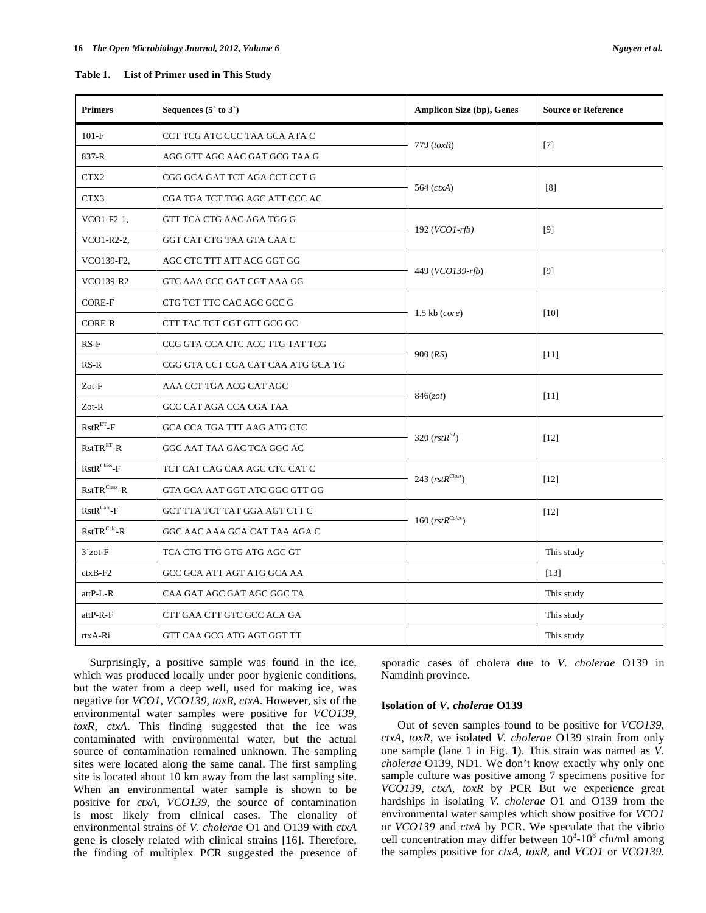**Table 1. List of Primer used in This Study**

| Primers | Sequences (5` to 3`) | Amplicon Size (bp), Genes | Source or Reference |
|---|---|---|---|
| 101-F | CCT TCG ATC CCC TAA GCA ATA C | 779 (*toxR*) | [7] |
| 837-R | AGG GTT AGC AAC GAT GCG TAA G | | |
| CTX2 | CGG GCA GAT TCT AGA CCT CCT G | 564 (*ctxA*) | [8] |
| CTX3 | CGA TGA TCT TGG AGC ATT CCC AC | | |
| VCO1-F2-1, | GTT TCA CTG AAC AGA TGG G | 192 (*VCO1-rfb*) | [9] |
| VCO1-R2-2, | GGT CAT CTG TAA GTA CAA C | | |
| VCO139-F2, | AGC CTC TTT ATT ACG GGT GG | 449 (*VCO139-rfb*) | [9] |
| VCO139-R2 | GTC AAA CCC GAT CGT AAA GG | | |
| CORE-F | CTG TCT TTC CAC AGC GCC G | 1.5 kb (*core*) | [10] |
| CORE-R | CTT TAC TCT CGT GTT GCG GC | | |
| RS-F | CCG GTA CCA CTC ACC TTG TAT TCG | 900 (*RS*) | [11] |
| RS-R | CGG GTA CCT CGA CAT CAA ATG GCA TG | | |
| Zot-F | AAA CCT TGA ACG CAT AGC | 846(*zot*) | [11] |
| Zot-R | GCC CAT AGA CCA CGA TAA | | |
| $RstR^{ET}$-F | GCA CCA TGA TTT AAG ATG CTC | 320 ($rstR^{ET}$) | [12] |
| $RstTR^{ET}$-R | GGC AAT TAA GAC TCA GGC AC | | |
| $RstR^{Class}$-F | TCT CAT CAG CAA AGC CTC CAT C | 243 ($rstR^{Class}$) | [12] |
| $RstTR^{Class}$-R | GTA GCA AAT GGT ATC GGC GTT GG | | |
| $RstR^{Calc}$-F | GCT TTA TCT TAT GGA AGT CTT C | 160 ($rstR^{Calcs}$) | [12] |
| $RstTR^{Calc}$-R | GGC AAC AAA GCA CAT TAA AGA C | | |
| 3'zot-F | TCA CTG TTG GTG ATG AGC GT | | This study |
| ctxB-F2 | GCC GCA ATT AGT ATG GCA AA | | [13] |
| attP-L-R | CAA GAT AGC GAT AGC GGC TA | | This study |
| attP-R-F | CTT GAA CTT GTC GCC ACA GA | | This study |
| rtxA-Ri | GTT CAA GCG ATG AGT GGT TT | | This study |

Surprisingly, a positive sample was found in the ice, which was produced locally under poor hygienic conditions, but the water from a deep well, used for making ice, was negative for *VCO1*, *VCO139*, *toxR*, *ctxA*. However, six of the environmental water samples were positive for *VCO139*, *toxR*, *ctxA*. This finding suggested that the ice was contaminated with environmental water, but the actual source of contamination remained unknown. The sampling sites were located along the same canal. The first sampling site is located about 10 km away from the last sampling site. When an environmental water sample is shown to be positive for *ctxA*, *VCO139*, the source of contamination is most likely from clinical cases. The clonality of environmental strains of *V. cholerae* O1 and O139 with *ctxA* gene is closely related with clinical strains [16]. Therefore, the finding of multiplex PCR suggested the presence of sporadic cases of cholera due to *V. cholerae* O139 in Namdinh province.

### Isolation of *V. cholerae* O139

Out of seven samples found to be positive for *VCO139*, *ctxA*, *toxR*, we isolated *V. cholerae* O139 strain from only one sample (lane 1 in Fig. **1**). This strain was named as *V. cholerae* O139, ND1. We don't know exactly why only one sample culture was positive among 7 specimens positive for *VCO139*, *ctxA*, *toxR* by PCR But we experience great hardships in isolating *V. cholerae* O1 and O139 from the environmental water samples which show positive for *VCO1* or *VCO139* and *ctxA* by PCR. We speculate that the vibrio cell concentration may differ between $10^3$-$10^8$ cfu/ml among the samples positive for *ctxA*, *toxR*, and *VCO1* or *VCO139*.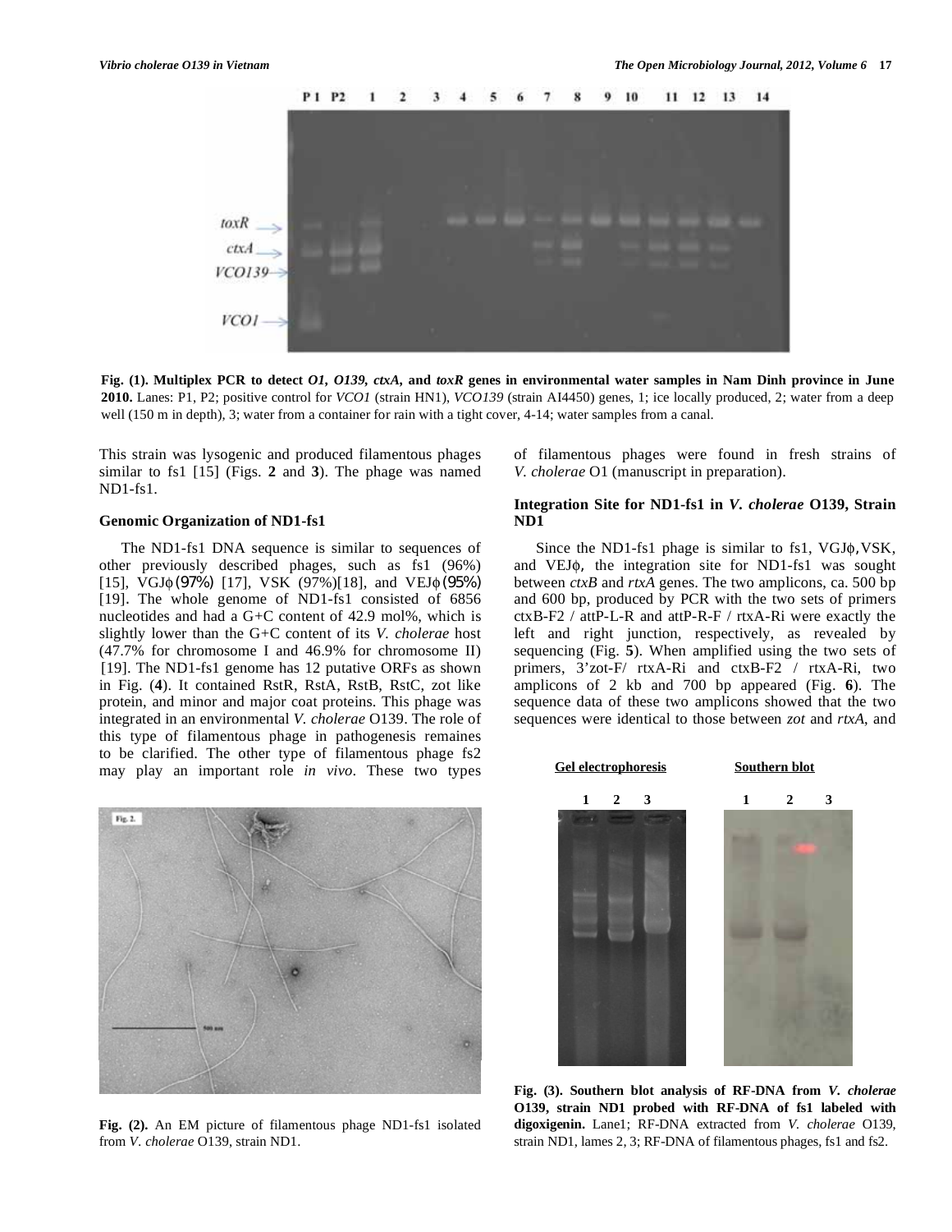**Fig. (1). Multiplex PCR to detect *O1, O139, ctxA,* and *toxR* genes in environmental water samples in Nam Dinh province in June 2010.** Lanes: P1, P2; positive control for *VCO1* (strain HN1), *VCO139* (strain AI4450) genes, 1; ice locally produced, 2; water from a deep well (150 m in depth), 3; water from a container for rain with a tight cover, 4-14; water samples from a canal.

This strain was lysogenic and produced filamentous phages similar to fs1 [15] (Figs. **2** and **3**). The phage was named ND1-fs1.

### Genomic Organization of ND1-fs1

The ND1-fs1 DNA sequence is similar to sequences of other previously described phages, such as fs1 (96%) [15], VGJϕ (97%) [17], VSK (97%)[18], and VEJϕ (95%) [19]. The whole genome of ND1-fs1 consisted of 6856 nucleotides and had a G+C content of 42.9 mol%, which is slightly lower than the G+C content of its *V. cholerae* host (47.7% for chromosome I and 46.9% for chromosome II) [19]. The ND1-fs1 genome has 12 putative ORFs as shown in Fig. (**4**). It contained RstR, RstA, RstB, RstC, zot like protein, and minor and major coat proteins. This phage was integrated in an environmental *V. cholerae* O139. The role of this type of filamentous phage in pathogenesis remaines to be clarified. The other type of filamentous phage fs2 may play an important role *in vivo*. These two types of filamentous phages were found in fresh strains of *V. cholerae* O1 (manuscript in preparation).

**Fig. (2).** An EM picture of filamentous phage ND1-fs1 isolated from *V. cholerae* O139, strain ND1.

### Integration Site for ND1-fs1 in *V. cholerae* O139, Strain ND1

Since the ND1-fs1 phage is similar to fs1, VGJϕ, VSK, and VEJϕ, the integration site for ND1-fs1 was sought between *ctxB* and *rtxA* genes. The two amplicons, ca. 500 bp and 600 bp, produced by PCR with the two sets of primers ctxB-F2 / attP-L-R and attP-R-F / rtxA-Ri were exactly the left and right junction, respectively, as revealed by sequencing (Fig. **5**). When amplified using the two sets of primers, 3'zot-F/ rtxA-Ri and ctxB-F2 / rtxA-Ri, two amplicons of 2 kb and 700 bp appeared (Fig. **6**). The sequence data of these two amplicons showed that the two sequences were identical to those between *zot* and *rtxA*, and

**Fig. (3). Southern blot analysis of RF-DNA from *V. cholerae* O139, strain ND1 probed with RF-DNA of fs1 labeled with digoxigenin.** Lane1; RF-DNA extracted from *V. cholerae* O139, strain ND1, lames 2, 3; RF-DNA of filamentous phages, fs1 and fs2.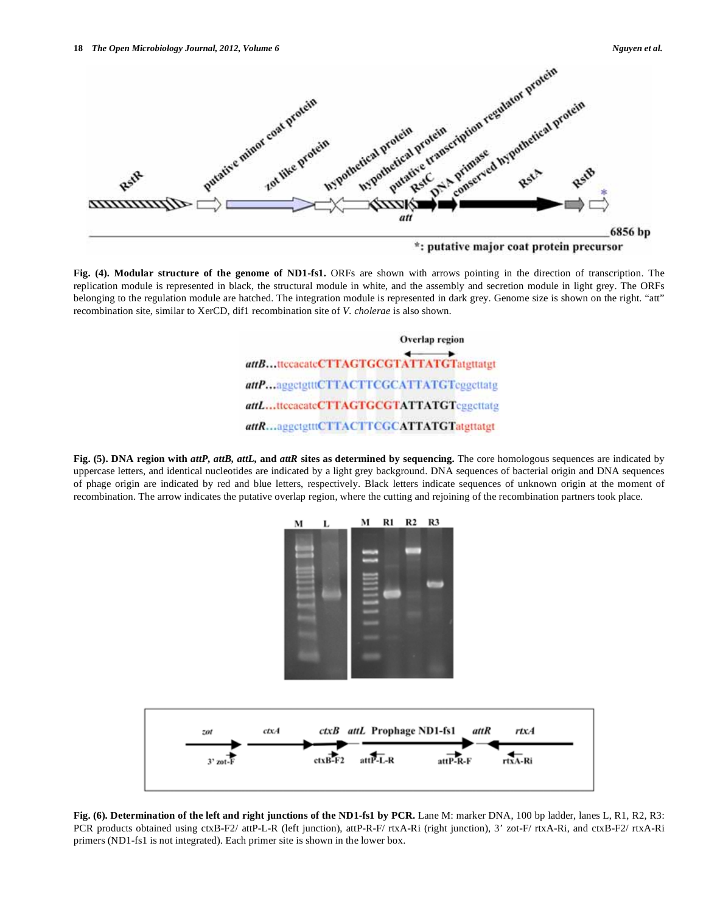**Fig. (4). Modular structure of the genome of ND1-fs1.** ORFs are shown with arrows pointing in the direction of transcription. The replication module is represented in black, the structural module in white, and the assembly and secretion module in light grey. The ORFs belonging to the regulation module are hatched. The integration module is represented in dark grey. Genome size is shown on the right. "att" recombination site, similar to XerCD, dif1 recombination site of *V. cholerae* is also shown.

**Fig. (5). DNA region with *attP*, *attB*, *attL*, and *attR* sites as determined by sequencing.** The core homologous sequences are indicated by uppercase letters, and identical nucleotides are indicated by a light grey background. DNA sequences of bacterial origin and DNA sequences of phage origin are indicated by red and blue letters, respectively. Black letters indicate sequences of unknown origin at the moment of recombination. The arrow indicates the putative overlap region, where the cutting and rejoining of the recombination partners took place.

**Fig. (6). Determination of the left and right junctions of the ND1-fs1 by PCR.** Lane M: marker DNA, 100 bp ladder, lanes L, R1, R2, R3: PCR products obtained using ctxB-F2/ attP-L-R (left junction), attP-R-F/ rtxA-Ri (right junction), 3' zot-F/ rtxA-Ri, and ctxB-F2/ rtxA-Ri primers (ND1-fs1 is not integrated). Each primer site is shown in the lower box.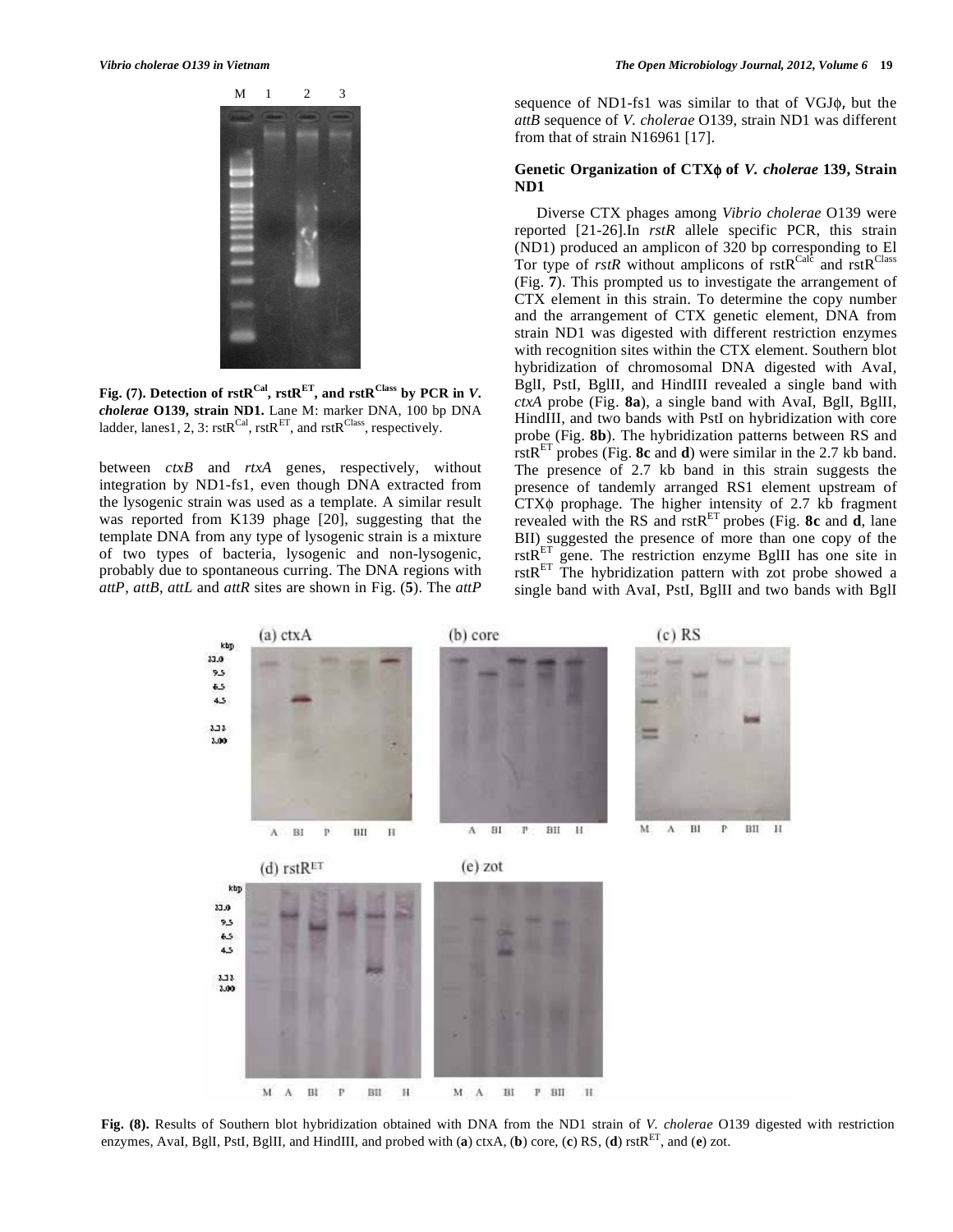Fig. (7). Detection of rstR[Cal], rstR[ET], and rstR[Class] by PCR in *V. cholerae* O139, strain ND1. Lane M: marker DNA, 100 bp DNA ladder, lanes1, 2, 3: rstR[Cal], rstR[ET], and rstR[Class], respectively.

between *ctxB* and *rtxA* genes, respectively, without integration by ND1-fs1, even though DNA extracted from the lysogenic strain was used as a template. A similar result was reported from K139 phage [20], suggesting that the template DNA from any type of lysogenic strain is a mixture of two types of bacteria, lysogenic and non-lysogenic, probably due to spontaneous curring. The DNA regions with *attP*, *attB*, *attL* and *attR* sites are shown in Fig. (**5**). The *attP* sequence of ND1-fs1 was similar to that of VGJϕ, but the *attB* sequence of *V. cholerae* O139, strain ND1 was different from that of strain N16961 [17].

## Genetic Organization of CTXϕ of *V. cholerae* 139, Strain ND1

Diverse CTX phages among *Vibrio cholerae* O139 were reported [21-26].In *rstR* allele specific PCR, this strain (ND1) produced an amplicon of 320 bp corresponding to El Tor type of *rstR* without amplicons of rstR[Calc] and rstR[Class] (Fig. **7**). This prompted us to investigate the arrangement of CTX element in this strain. To determine the copy number and the arrangement of CTX genetic element, DNA from strain ND1 was digested with different restriction enzymes with recognition sites within the CTX element. Southern blot hybridization of chromosomal DNA digested with AvaI, BglI, PstI, BglII, and HindIII revealed a single band with *ctxA* probe (Fig. **8a**), a single band with AvaI, BglI, BglII, HindIII, and two bands with PstI on hybridization with core probe (Fig. **8b**). The hybridization patterns between RS and rstR[ET] probes (Fig. **8c** and **d**) were similar in the 2.7 kb band. The presence of 2.7 kb band in this strain suggests the presence of tandemly arranged RS1 element upstream of CTXϕ prophage. The higher intensity of 2.7 kb fragment revealed with the RS and rstR[ET] probes (Fig. **8c** and **d**, lane BII) suggested the presence of more than one copy of the rstR[ET] gene. The restriction enzyme BglII has one site in rstR[ET] The hybridization pattern with zot probe showed a single band with AvaI, PstI, BglII and two bands with BglI

**Fig. (8).** Results of Southern blot hybridization obtained with DNA from the ND1 strain of *V. cholerae* O139 digested with restriction enzymes, AvaI, BglI, PstI, BglII, and HindIII, and probed with (**a**) ctxA, (**b**) core, (**c**) RS, (**d**) rstR[ET], and (**e**) zot.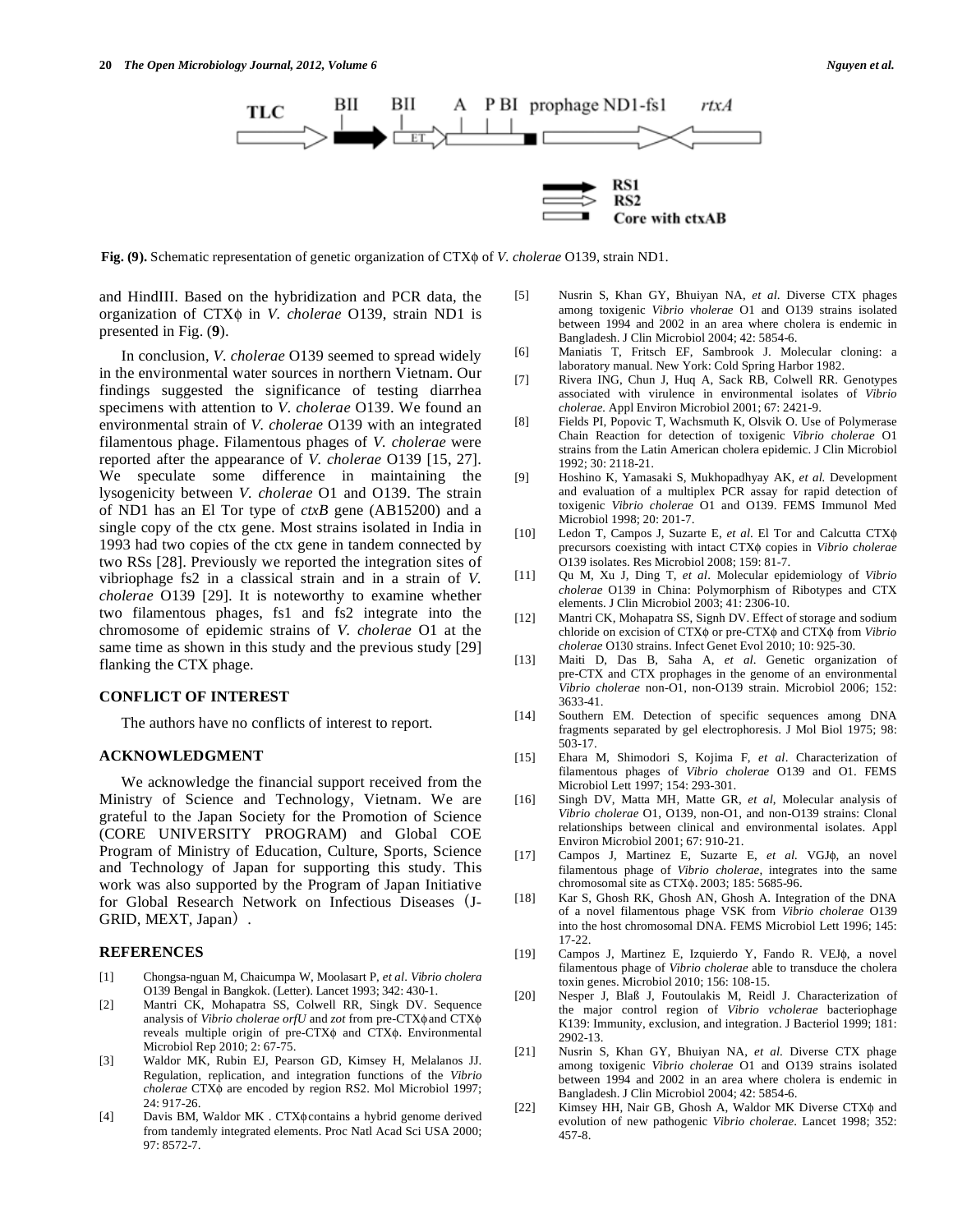TLC BII BII A P BI prophage ND1-fs1 rtxA

RS1
RS2
Core with ctxAB

**Fig. (9).** Schematic representation of genetic organization of CTXϕ of *V. cholerae* O139, strain ND1.

and HindIII. Based on the hybridization and PCR data, the organization of CTXϕ in *V. cholerae* O139, strain ND1 is presented in Fig. (**9**).

In conclusion, *V. cholerae* O139 seemed to spread widely in the environmental water sources in northern Vietnam. Our findings suggested the significance of testing diarrhea specimens with attention to *V. cholerae* O139. We found an environmental strain of *V. cholerae* O139 with an integrated filamentous phage. Filamentous phages of *V. cholerae* were reported after the appearance of *V. cholerae* O139 [15, 27]. We speculate some difference in maintaining the lysogenicity between *V. cholerae* O1 and O139. The strain of ND1 has an El Tor type of *ctxB* gene (AB15200) and a single copy of the ctx gene. Most strains isolated in India in 1993 had two copies of the ctx gene in tandem connected by two RSs [28]. Previously we reported the integration sites of vibriophage fs2 in a classical strain and in a strain of *V. cholerae* O139 [29]. It is noteworthy to examine whether two filamentous phages, fs1 and fs2 integrate into the chromosome of epidemic strains of *V. cholerae* O1 at the same time as shown in this study and the previous study [29] flanking the CTX phage.

## CONFLICT OF INTEREST

The authors have no conflicts of interest to report.

## ACKNOWLEDGMENT

We acknowledge the financial support received from the Ministry of Science and Technology, Vietnam. We are grateful to the Japan Society for the Promotion of Science (CORE UNIVERSITY PROGRAM) and Global COE Program of Ministry of Education, Culture, Sports, Science and Technology of Japan for supporting this study. This work was also supported by the Program of Japan Initiative for Global Research Network on Infectious Diseases（J-GRID, MEXT, Japan）.

## REFERENCES

[1] Chongsa-nguan M, Chaicumpa W, Moolasart P, *et al*. *Vibrio cholera* O139 Bengal in Bangkok. (Letter). Lancet 1993; 342: 430-1.

[2] Mantri CK, Mohapatra SS, Colwell RR, Singk DV. Sequence analysis of *Vibrio cholerae orfU* and *zot* from pre-CTXϕ and CTXϕ reveals multiple origin of pre-CTXϕ and CTXϕ. Environmental Microbiol Rep 2010; 2: 67-75.

[3] Waldor MK, Rubin EJ, Pearson GD, Kimsey H, Melalanos JJ. Regulation, replication, and integration functions of the *Vibrio cholerae* CTXϕ are encoded by region RS2. Mol Microbiol 1997; 24: 917-26.

[4] Davis BM, Waldor MK . CTXϕ contains a hybrid genome derived from tandemly integrated elements. Proc Natl Acad Sci USA 2000; 97: 8572-7.

[5] Nusrin S, Khan GY, Bhuiyan NA, *et al.* Diverse CTX phages among toxigenic *Vibrio vholerae* O1 and O139 strains isolated between 1994 and 2002 in an area where cholera is endemic in Bangladesh. J Clin Microbiol 2004; 42: 5854-6.

[6] Maniatis T, Fritsch EF, Sambrook J. Molecular cloning: a laboratory manual. New York: Cold Spring Harbor 1982.

[7] Rivera ING, Chun J, Huq A, Sack RB, Colwell RR. Genotypes associated with virulence in environmental isolates of *Vibrio cholerae.* Appl Environ Microbiol 2001; 67: 2421-9.

[8] Fields PI, Popovic T, Wachsmuth K, Olsvik O. Use of Polymerase Chain Reaction for detection of toxigenic *Vibrio cholerae* O1 strains from the Latin American cholera epidemic. J Clin Microbiol 1992; 30: 2118-21.

[9] Hoshino K, Yamasaki S, Mukhopadhyay AK, *et al.* Development and evaluation of a multiplex PCR assay for rapid detection of toxigenic *Vibrio cholerae* O1 and O139. FEMS Immunol Med Microbiol 1998; 20: 201-7.

[10] Ledon T, Campos J, Suzarte E, *et al.* El Tor and Calcutta CTXϕ precursors coexisting with intact CTXϕ copies in *Vibrio cholerae* O139 isolates. Res Microbiol 2008; 159: 81-7.

[11] Qu M, Xu J, Ding T, *et al*. Molecular epidemiology of *Vibrio cholerae* O139 in China: Polymorphism of Ribotypes and CTX elements. J Clin Microbiol 2003; 41: 2306-10.

[12] Mantri CK, Mohapatra SS, Signh DV. Effect of storage and sodium chloride on excision of CTXϕ or pre-CTXϕ and CTXϕ from *Vibrio cholerae* O130 strains. Infect Genet Evol 2010; 10: 925-30.

[13] Maiti D, Das B, Saha A, *et al*. Genetic organization of pre-CTX and CTX prophages in the genome of an environmental *Vibrio cholerae* non-O1, non-O139 strain. Microbiol 2006; 152: 3633-41.

[14] Southern EM. Detection of specific sequences among DNA fragments separated by gel electrophoresis. J Mol Biol 1975; 98: 503-17.

[15] Ehara M, Shimodori S, Kojima F, *et al*. Characterization of filamentous phages of *Vibrio cholerae* O139 and O1. FEMS Microbiol Lett 1997; 154: 293-301.

[16] Singh DV, Matta MH, Matte GR, *et al,* Molecular analysis of *Vibrio cholerae* O1, O139, non-O1, and non-O139 strains: Clonal relationships between clinical and environmental isolates. Appl Environ Microbiol 2001; 67: 910-21.

[17] Campos J, Martinez E, Suzarte E, *et al.* VGJϕ, an novel filamentous phage of *Vibrio cholerae,* integrates into the same chromosomal site as CTXϕ. 2003; 185: 5685-96.

[18] Kar S, Ghosh RK, Ghosh AN, Ghosh A. Integration of the DNA of a novel filamentous phage VSK from *Vibrio cholerae* O139 into the host chromosomal DNA. FEMS Microbiol Lett 1996; 145: 17-22.

[19] Campos J, Martinez E, Izquierdo Y, Fando R. VEJϕ, a novel filamentous phage of *Vibrio cholerae* able to transduce the cholera toxin genes. Microbiol 2010; 156: 108-15.

[20] Nesper J, Blaß J, Foutoulakis M, Reidl J. Characterization of the major control region of *Vibrio vcholerae* bacteriophage K139: Immunity, exclusion, and integration. J Bacteriol 1999; 181: 2902-13.

[21] Nusrin S, Khan GY, Bhuiyan NA, *et al.* Diverse CTX phage among toxigenic *Vibrio cholerae* O1 and O139 strains isolated between 1994 and 2002 in an area where cholera is endemic in Bangladesh. J Clin Microbiol 2004; 42: 5854-6.

[22] Kimsey HH, Nair GB, Ghosh A, Waldor MK Diverse CTXϕ and evolution of new pathogenic *Vibrio cholerae.* Lancet 1998; 352: 457-8.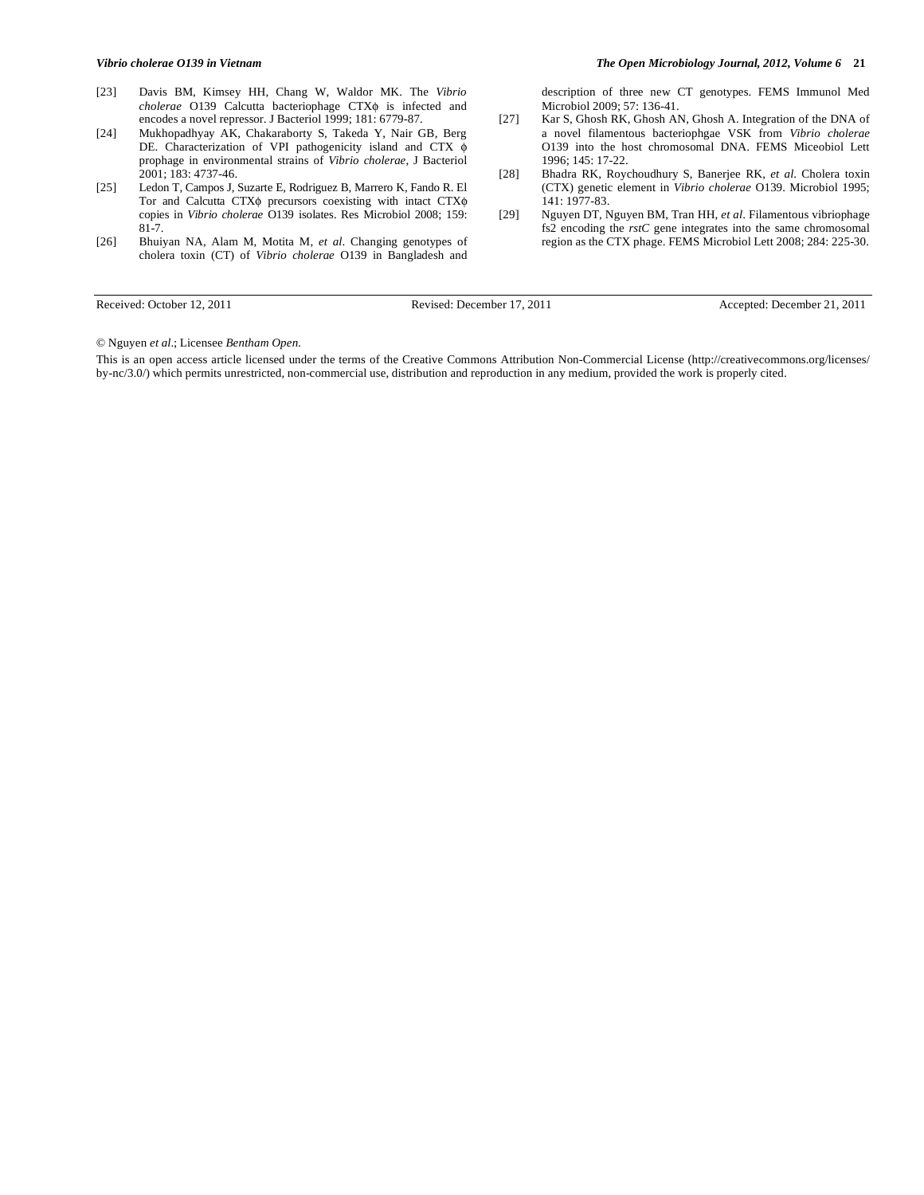[23] Davis BM, Kimsey HH, Chang W, Waldor MK. The *Vibrio cholerae* O139 Calcutta bacteriophage CTXϕ is infected and encodes a novel repressor. J Bacteriol 1999; 181: 6779-87.

[24] Mukhopadhyay AK, Chakaraborty S, Takeda Y, Nair GB, Berg DE. Characterization of VPI pathogenicity island and CTX ϕ prophage in environmental strains of *Vibrio cholerae*, J Bacteriol 2001; 183: 4737-46.

[25] Ledon T, Campos J, Suzarte E, Rodriguez B, Marrero K, Fando R. El Tor and Calcutta CTXϕ precursors coexisting with intact CTXϕ copies in *Vibrio cholerae* O139 isolates. Res Microbiol 2008; 159: 81-7.

[26] Bhuiyan NA, Alam M, Motita M, *et al*. Changing genotypes of cholera toxin (CT) of *Vibrio cholerae* O139 in Bangladesh and description of three new CT genotypes. FEMS Immunol Med Microbiol 2009; 57: 136-41.

[27] Kar S, Ghosh RK, Ghosh AN, Ghosh A. Integration of the DNA of a novel filamentous bacteriophgae VSK from *Vibrio cholerae* O139 into the host chromosomal DNA. FEMS Miceobiol Lett 1996; 145: 17-22.

[28] Bhadra RK, Roychoudhury S, Banerjee RK, *et al.* Cholera toxin (CTX) genetic element in *Vibrio cholerae* O139. Microbiol 1995; 141: 1977-83.

[29] Nguyen DT, Nguyen BM, Tran HH, *et al*. Filamentous vibriophage fs2 encoding the *rstC* gene integrates into the same chromosomal region as the CTX phage. FEMS Microbiol Lett 2008; 284: 225-30.

Received: October 12, 2011 Revised: December 17, 2011 Accepted: December 21, 2011

© Nguyen *et al*.; Licensee *Bentham Open*.

This is an open access article licensed under the terms of the Creative Commons Attribution Non-Commercial License (http://creativecommons.org/licenses/by-nc/3.0/) which permits unrestricted, non-commercial use, distribution and reproduction in any medium, provided the work is properly cited.